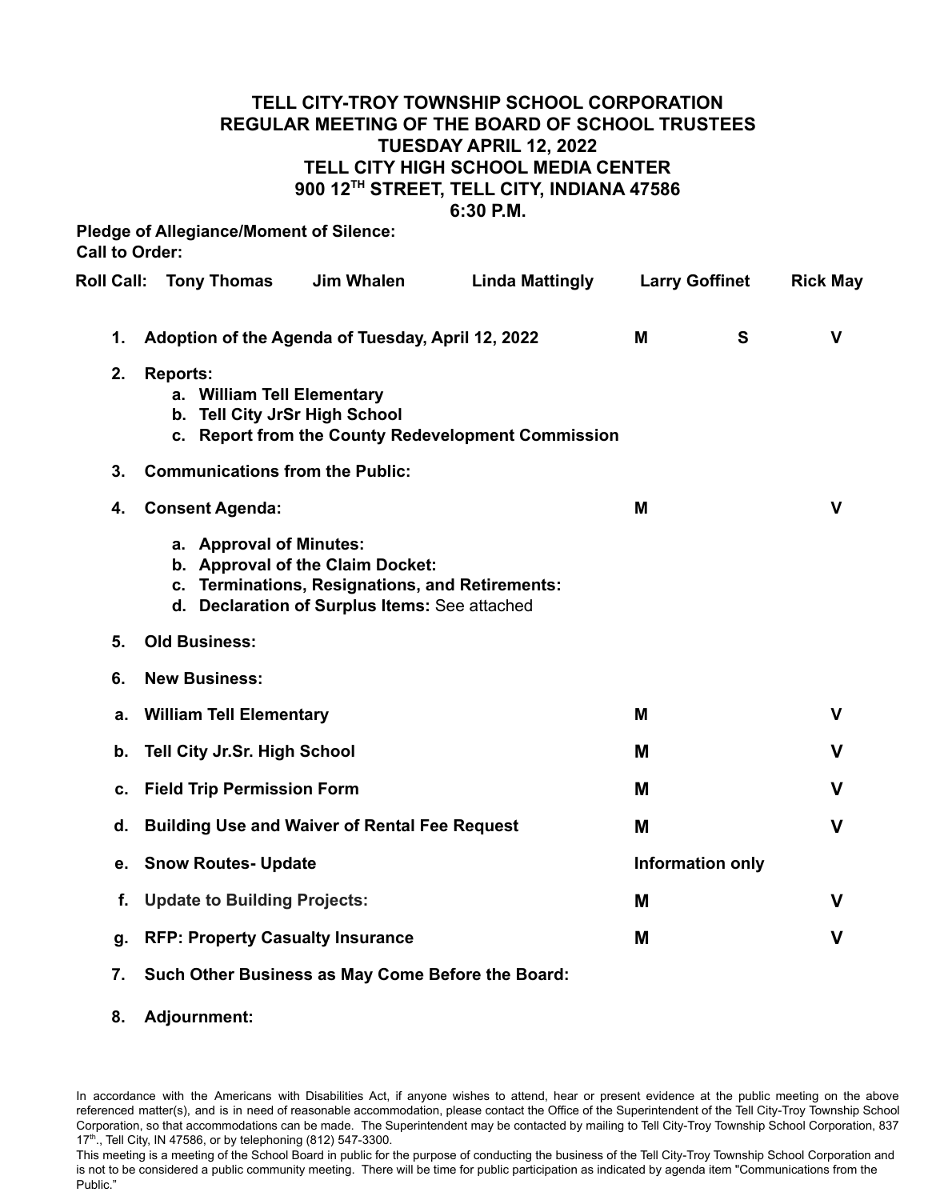# TELL CITY-TROY TOWNSHIP SCHOOL CORPORATION
## REGULAR MEETING OF THE BOARD OF SCHOOL TRUSTEES
## TUESDAY APRIL 12, 2022
## TELL CITY HIGH SCHOOL MEDIA CENTER
## 900 12TH STREET, TELL CITY, INDIANA 47586
## 6:30 P.M.

**Pledge of Allegiance/Moment of Silence:**
**Call to Order:**

**Roll Call: Tony Thomas Jim Whalen Linda Mattingly Larry Goffinet Rick May**

| | | | | |
|---|---|---|---|---|
| **1.** | **Adoption of the Agenda of Tuesday, April 12, 2022** | **M** | **S** | **V** |
| **2.** | **Reports:** | | | |
| | a. **William Tell Elementary** | | | |
| | b. **Tell City JrSr High School** | | | |
| | c. **Report from the County Redevelopment Commission** | | | |
| **3.** | **Communications from the Public:** | | | |
| **4.** | **Consent Agenda:** | **M** | | **V** |
| | a. **Approval of Minutes:** | | | |
| | b. **Approval of the Claim Docket:** | | | |
| | c. **Terminations, Resignations, and Retirements:** | | | |
| | d. **Declaration of Surplus Items:** See attached | | | |
| **5.** | **Old Business:** | | | |
| **6.** | **New Business:** | | | |
| **a.** | **William Tell Elementary** | **M** | | **V** |
| **b.** | **Tell City Jr.Sr. High School** | **M** | | **V** |
| **c.** | **Field Trip Permission Form** | **M** | | **V** |
| **d.** | **Building Use and Waiver of Rental Fee Request** | **M** | | **V** |
| **e.** | **Snow Routes- Update** | **Information only** | | |
| **f.** | **Update to Building Projects:** | **M** | | **V** |
| **g.** | **RFP: Property Casualty Insurance** | **M** | | **V** |
| **7.** | **Such Other Business as May Come Before the Board:** | | | |
| **8.** | **Adjournment:** | | | |

In accordance with the Americans with Disabilities Act, if anyone wishes to attend, hear or present evidence at the public meeting on the above referenced matter(s), and is in need of reasonable accommodation, please contact the Office of the Superintendent of the Tell City-Troy Township School Corporation, so that accommodations can be made. The Superintendent may be contacted by mailing to Tell City-Troy Township School Corporation, 837 17th., Tell City, IN 47586, or by telephoning (812) 547-3300.

This meeting is a meeting of the School Board in public for the purpose of conducting the business of the Tell City-Troy Township School Corporation and is not to be considered a public community meeting. There will be time for public participation as indicated by agenda item "Communications from the Public."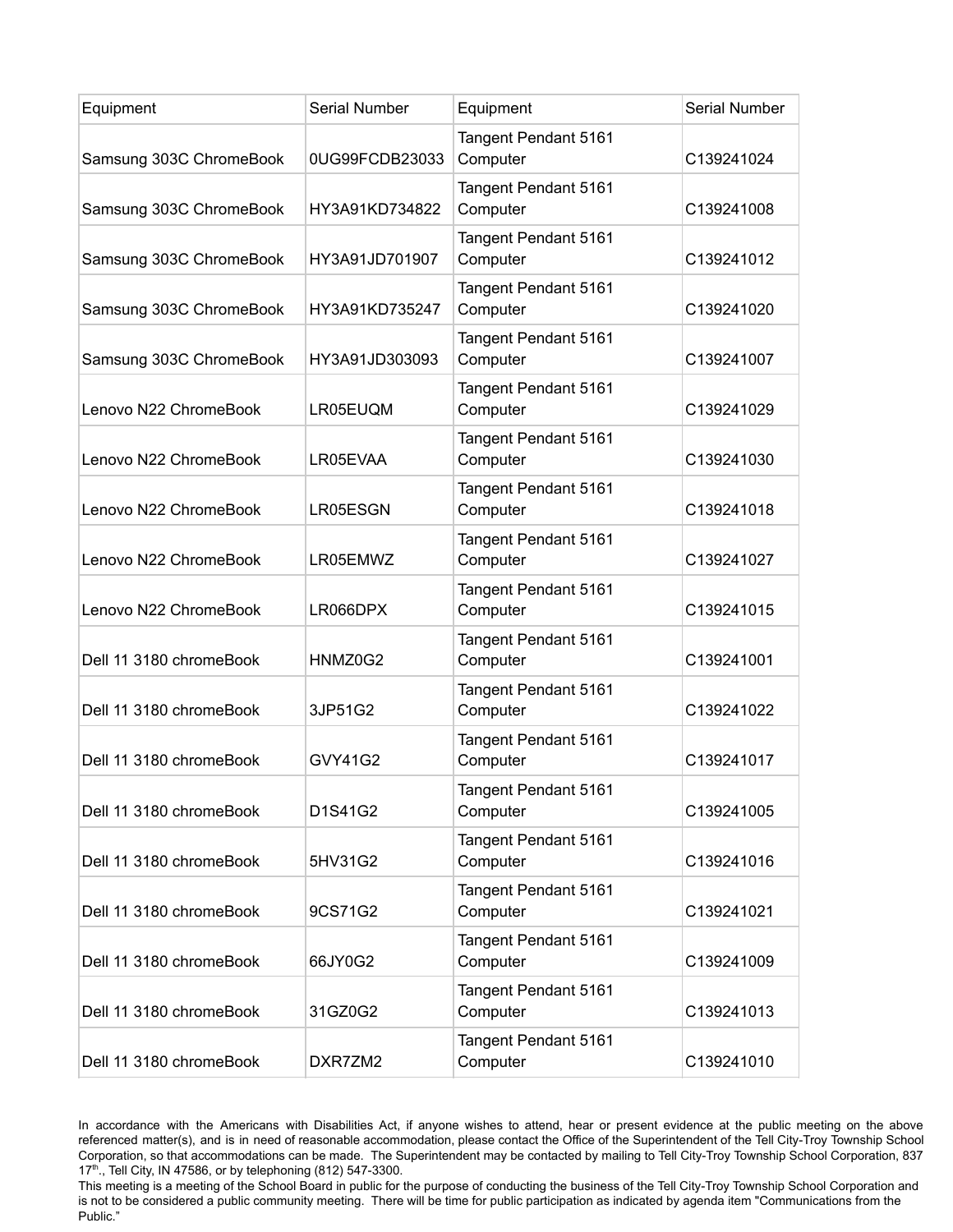| Equipment | Serial Number | Equipment | Serial Number |
| --- | --- | --- | --- |
| Samsung 303C ChromeBook | 0UG99FCDB23033 | Tangent Pendant 5161 Computer | C139241024 |
| Samsung 303C ChromeBook | HY3A91KD734822 | Tangent Pendant 5161 Computer | C139241008 |
| Samsung 303C ChromeBook | HY3A91JD701907 | Tangent Pendant 5161 Computer | C139241012 |
| Samsung 303C ChromeBook | HY3A91KD735247 | Tangent Pendant 5161 Computer | C139241020 |
| Samsung 303C ChromeBook | HY3A91JD303093 | Tangent Pendant 5161 Computer | C139241007 |
| Lenovo N22 ChromeBook | LR05EUQM | Tangent Pendant 5161 Computer | C139241029 |
| Lenovo N22 ChromeBook | LR05EVAA | Tangent Pendant 5161 Computer | C139241030 |
| Lenovo N22 ChromeBook | LR05ESGN | Tangent Pendant 5161 Computer | C139241018 |
| Lenovo N22 ChromeBook | LR05EMWZ | Tangent Pendant 5161 Computer | C139241027 |
| Lenovo N22 ChromeBook | LR066DPX | Tangent Pendant 5161 Computer | C139241015 |
| Dell 11 3180 chromeBook | HNMZ0G2 | Tangent Pendant 5161 Computer | C139241001 |
| Dell 11 3180 chromeBook | 3JP51G2 | Tangent Pendant 5161 Computer | C139241022 |
| Dell 11 3180 chromeBook | GVY41G2 | Tangent Pendant 5161 Computer | C139241017 |
| Dell 11 3180 chromeBook | D1S41G2 | Tangent Pendant 5161 Computer | C139241005 |
| Dell 11 3180 chromeBook | 5HV31G2 | Tangent Pendant 5161 Computer | C139241016 |
| Dell 11 3180 chromeBook | 9CS71G2 | Tangent Pendant 5161 Computer | C139241021 |
| Dell 11 3180 chromeBook | 66JY0G2 | Tangent Pendant 5161 Computer | C139241009 |
| Dell 11 3180 chromeBook | 31GZ0G2 | Tangent Pendant 5161 Computer | C139241013 |
| Dell 11 3180 chromeBook | DXR7ZM2 | Tangent Pendant 5161 Computer | C139241010 |

In accordance with the Americans with Disabilities Act, if anyone wishes to attend, hear or present evidence at the public meeting on the above referenced matter(s), and is in need of reasonable accommodation, please contact the Office of the Superintendent of the Tell City-Troy Township School Corporation, so that accommodations can be made. The Superintendent may be contacted by mailing to Tell City-Troy Township School Corporation, 837 17th., Tell City, IN 47586, or by telephoning (812) 547-3300.

This meeting is a meeting of the School Board in public for the purpose of conducting the business of the Tell City-Troy Township School Corporation and is not to be considered a public community meeting. There will be time for public participation as indicated by agenda item "Communications from the Public."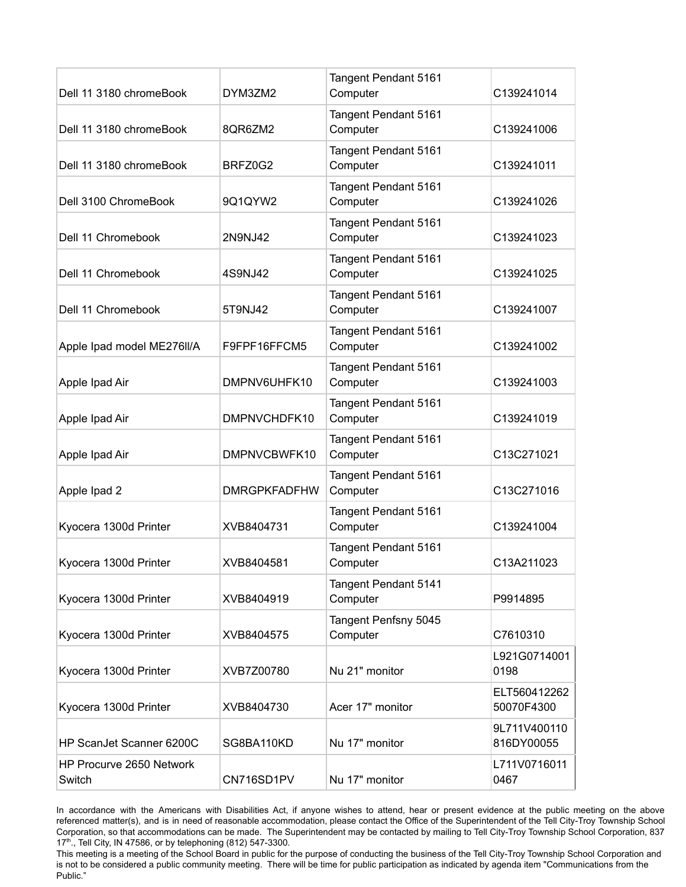| Dell 11 3180 chromeBook | DYM3ZM2 | Tangent Pendant 5161 Computer | C139241014 |
|---|---|---|---|
| Dell 11 3180 chromeBook | 8QR6ZM2 | Tangent Pendant 5161 Computer | C139241006 |
| Dell 11 3180 chromeBook | BRFZ0G2 | Tangent Pendant 5161 Computer | C139241011 |
| Dell 3100 ChromeBook | 9Q1QYW2 | Tangent Pendant 5161 Computer | C139241026 |
| Dell 11 Chromebook | 2N9NJ42 | Tangent Pendant 5161 Computer | C139241023 |
| Dell 11 Chromebook | 4S9NJ42 | Tangent Pendant 5161 Computer | C139241025 |
| Dell 11 Chromebook | 5T9NJ42 | Tangent Pendant 5161 Computer | C139241007 |
| Apple Ipad model ME276ll/A | F9FPF16FFCM5 | Tangent Pendant 5161 Computer | C139241002 |
| Apple Ipad Air | DMPNV6UHFK10 | Tangent Pendant 5161 Computer | C139241003 |
| Apple Ipad Air | DMPNVCHDFK10 | Tangent Pendant 5161 Computer | C139241019 |
| Apple Ipad Air | DMPNVCBWFK10 | Tangent Pendant 5161 Computer | C13C271021 |
| Apple Ipad 2 | DMRGPKFADFHW | Tangent Pendant 5161 Computer | C13C271016 |
| Kyocera 1300d Printer | XVB8404731 | Tangent Pendant 5161 Computer | C139241004 |
| Kyocera 1300d Printer | XVB8404581 | Tangent Pendant 5161 Computer | C13A211023 |
| Kyocera 1300d Printer | XVB8404919 | Tangent Pendant 5141 Computer | P9914895 |
| Kyocera 1300d Printer | XVB8404575 | Tangent Penfsny 5045 Computer | C7610310 |
| Kyocera 1300d Printer | XVB7Z00780 | Nu 21" monitor | L921G07140010198 |
| Kyocera 1300d Printer | XVB8404730 | Acer 17" monitor | ELT56041226250070F4300 |
| HP ScanJet Scanner 6200C | SG8BA110KD | Nu 17" monitor | 9L711V400110816DY00055 |
| HP Procurve 2650 Network Switch | CN716SD1PV | Nu 17" monitor | L711V07160110467 |

In accordance with the Americans with Disabilities Act, if anyone wishes to attend, hear or present evidence at the public meeting on the above referenced matter(s), and is in need of reasonable accommodation, please contact the Office of the Superintendent of the Tell City-Troy Township School Corporation, so that accommodations can be made. The Superintendent may be contacted by mailing to Tell City-Troy Township School Corporation, 837 17th., Tell City, IN 47586, or by telephoning (812) 547-3300.

This meeting is a meeting of the School Board in public for the purpose of conducting the business of the Tell City-Troy Township School Corporation and is not to be considered a public community meeting. There will be time for public participation as indicated by agenda item "Communications from the Public."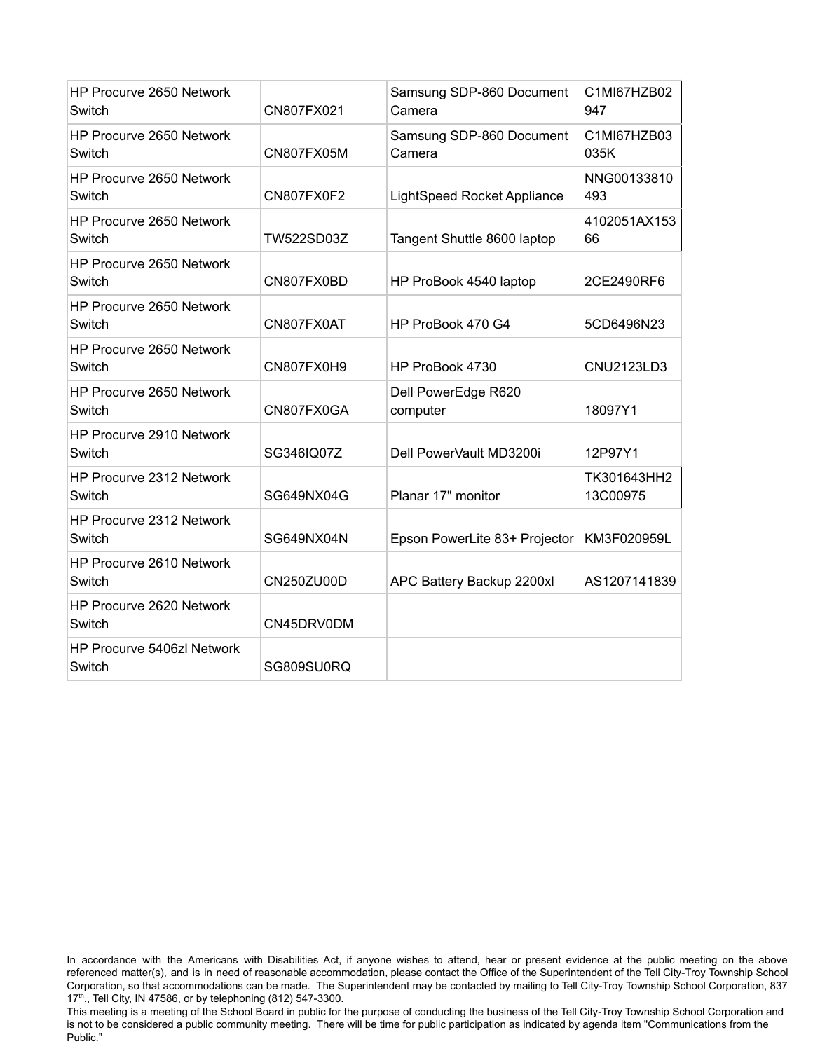| | | | |
|---|---|---|---|
| HP Procurve 2650 Network Switch | CN807FX021 | Samsung SDP-860 Document Camera | C1MI67HZB02947 |
| HP Procurve 2650 Network Switch | CN807FX05M | Samsung SDP-860 Document Camera | C1MI67HZB03035K |
| HP Procurve 2650 Network Switch | CN807FX0F2 | LightSpeed Rocket Appliance | NNG00133810493 |
| HP Procurve 2650 Network Switch | TW522SD03Z | Tangent Shuttle 8600 laptop | 4102051AX15366 |
| HP Procurve 2650 Network Switch | CN807FX0BD | HP ProBook 4540 laptop | 2CE2490RF6 |
| HP Procurve 2650 Network Switch | CN807FX0AT | HP ProBook 470 G4 | 5CD6496N23 |
| HP Procurve 2650 Network Switch | CN807FX0H9 | HP ProBook 4730 | CNU2123LD3 |
| HP Procurve 2650 Network Switch | CN807FX0GA | Dell PowerEdge R620 computer | 18097Y1 |
| HP Procurve 2910 Network Switch | SG346IQ07Z | Dell PowerVault MD3200i | 12P97Y1 |
| HP Procurve 2312 Network Switch | SG649NX04G | Planar 17" monitor | TK301643HH213C00975 |
| HP Procurve 2312 Network Switch | SG649NX04N | Epson PowerLite 83+ Projector | KM3F020959L |
| HP Procurve 2610 Network Switch | CN250ZU00D | APC Battery Backup 2200xl | AS1207141839 |
| HP Procurve 2620 Network Switch | CN45DRV0DM | | |
| HP Procurve 5406zl Network Switch | SG809SU0RQ | | |

In accordance with the Americans with Disabilities Act, if anyone wishes to attend, hear or present evidence at the public meeting on the above referenced matter(s), and is in need of reasonable accommodation, please contact the Office of the Superintendent of the Tell City-Troy Township School Corporation, so that accommodations can be made. The Superintendent may be contacted by mailing to Tell City-Troy Township School Corporation, 837 17th., Tell City, IN 47586, or by telephoning (812) 547-3300.

This meeting is a meeting of the School Board in public for the purpose of conducting the business of the Tell City-Troy Township School Corporation and is not to be considered a public community meeting. There will be time for public participation as indicated by agenda item "Communications from the Public."